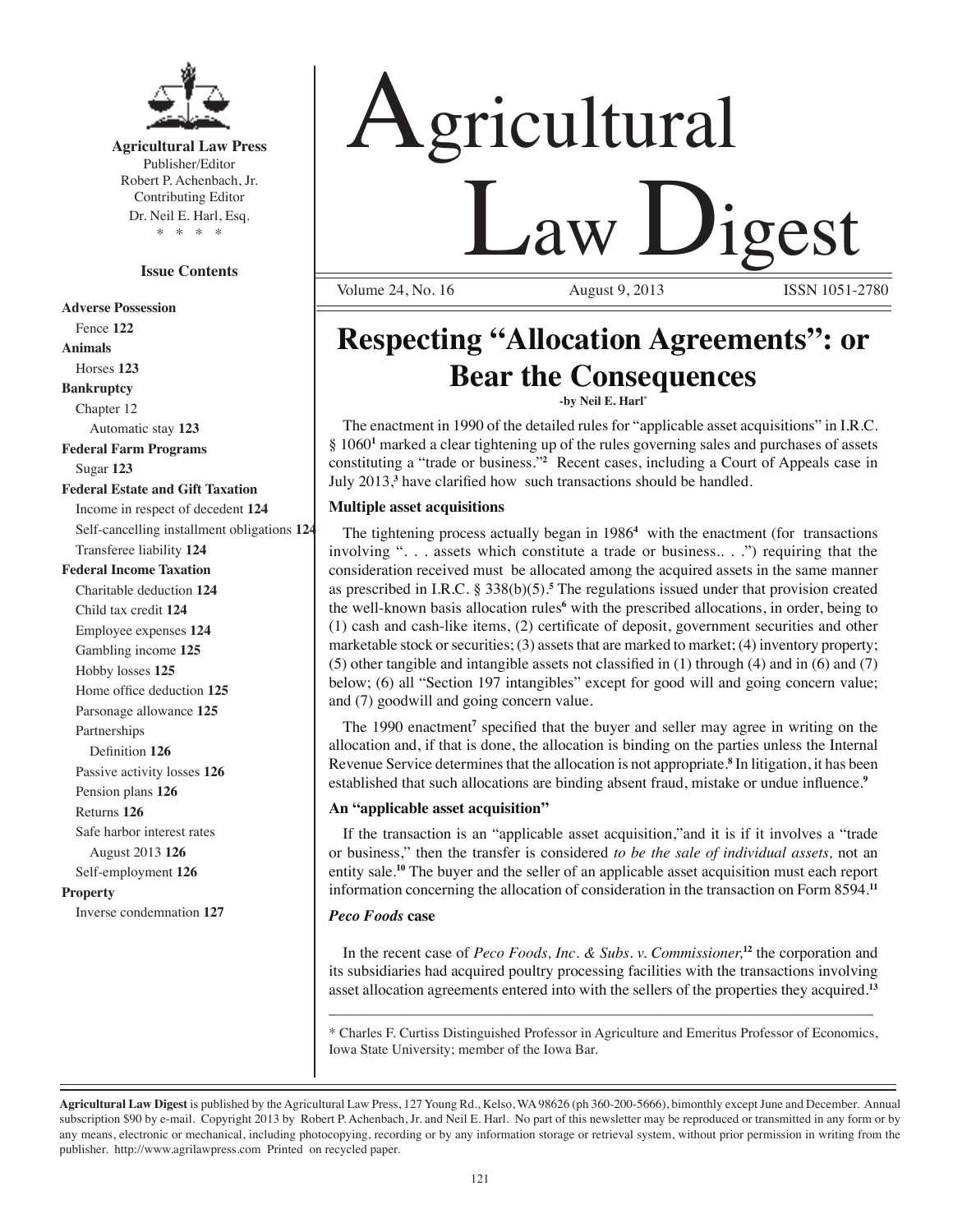**Agricultural Law Press**
Publisher/Editor
Robert P. Achenbach, Jr.
Contributing Editor
Dr. Neil E. Harl, Esq.
\* \* \* \*

**Issue Contents**

**Adverse Possession**
- Fence **122**

**Animals**
- Horses **123**

**Bankruptcy**
- Chapter 12
  - Automatic stay **123**

**Federal Farm Programs**
- Sugar **123**

**Federal Estate and Gift Taxation**
- Income in respect of decedent **124**
- Self-cancelling installment obligations **124**
- Transferee liability **124**

**Federal Income Taxation**
- Charitable deduction **124**
- Child tax credit **124**
- Employee expenses **124**
- Gambling income **125**
- Hobby losses **125**
- Home office deduction **125**
- Parsonage allowance **125**
- Partnerships
  - Definition **126**
- Passive activity losses **126**
- Pension plans **126**
- Returns **126**
- Safe harbor interest rates
  - August 2013 **126**
- Self-employment **126**

**Property**
- Inverse condemnation **127**

# Agricultural Law Digest

Volume 24, No. 16 | August 9, 2013 | ISSN 1051-2780

## Respecting "Allocation Agreements": or Bear the Consequences

-by Neil E. Harl*

The enactment in 1990 of the detailed rules for "applicable asset acquisitions" in I.R.C. § 1060[1] marked a clear tightening up of the rules governing sales and purchases of assets constituting a "trade or business."[2] Recent cases, including a Court of Appeals case in July 2013,[3] have clarified how such transactions should be handled.

### Multiple asset acquisitions

The tightening process actually began in 1986[4] with the enactment (for transactions involving ". . . assets which constitute a trade or business.. . .") requiring that the consideration received must be allocated among the acquired assets in the same manner as prescribed in I.R.C. § 338(b)(5).[5] The regulations issued under that provision created the well-known basis allocation rules[6] with the prescribed allocations, in order, being to (1) cash and cash-like items, (2) certificate of deposit, government securities and other marketable stock or securities; (3) assets that are marked to market; (4) inventory property; (5) other tangible and intangible assets not classified in (1) through (4) and in (6) and (7) below; (6) all "Section 197 intangibles" except for good will and going concern value; and (7) goodwill and going concern value.

The 1990 enactment[7] specified that the buyer and seller may agree in writing on the allocation and, if that is done, the allocation is binding on the parties unless the Internal Revenue Service determines that the allocation is not appropriate.[8] In litigation, it has been established that such allocations are binding absent fraud, mistake or undue influence.[9]

### An "applicable asset acquisition"

If the transaction is an "applicable asset acquisition,"and it is if it involves a "trade or business," then the transfer is considered *to be the sale of individual assets,* not an entity sale.[10] The buyer and the seller of an applicable asset acquisition must each report information concerning the allocation of consideration in the transaction on Form 8594.[11]

### *Peco Foods* case

In the recent case of *Peco Foods, Inc. & Subs. v. Commissioner,*[12] the corporation and its subsidiaries had acquired poultry processing facilities with the transactions involving asset allocation agreements entered into with the sellers of the properties they acquired.[13]

---

\* Charles F. Curtiss Distinguished Professor in Agriculture and Emeritus Professor of Economics, Iowa State University; member of the Iowa Bar.

---

**Agricultural Law Digest** is published by the Agricultural Law Press, 127 Young Rd., Kelso, WA 98626 (ph 360-200-5666), bimonthly except June and December. Annual subscription $90 by e-mail. Copyright 2013 by Robert P. Achenbach, Jr. and Neil E. Harl. No part of this newsletter may be reproduced or transmitted in any form or by any means, electronic or mechanical, including photocopying, recording or by any information storage or retrieval system, without prior permission in writing from the publisher. http://www.agrilawpress.com Printed on recycled paper.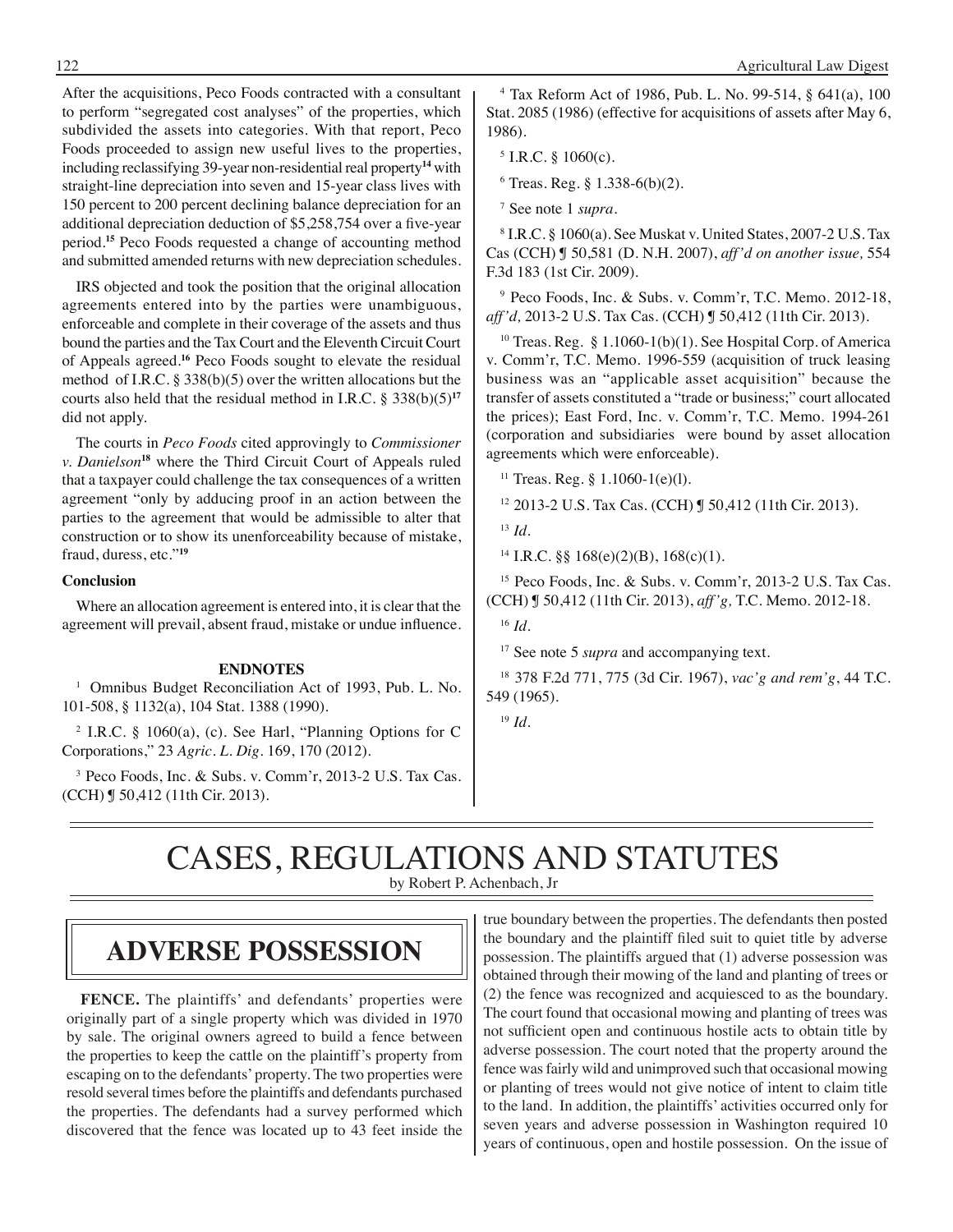After the acquisitions, Peco Foods contracted with a consultant to perform "segregated cost analyses" of the properties, which subdivided the assets into categories. With that report, Peco Foods proceeded to assign new useful lives to the properties, including reclassifying 39-year non-residential real property[14] with straight-line depreciation into seven and 15-year class lives with 150 percent to 200 percent declining balance depreciation for an additional depreciation deduction of $5,258,754 over a five-year period.[15] Peco Foods requested a change of accounting method and submitted amended returns with new depreciation schedules.

IRS objected and took the position that the original allocation agreements entered into by the parties were unambiguous, enforceable and complete in their coverage of the assets and thus bound the parties and the Tax Court and the Eleventh Circuit Court of Appeals agreed.[16] Peco Foods sought to elevate the residual method of I.R.C. § 338(b)(5) over the written allocations but the courts also held that the residual method in I.R.C. § 338(b)(5)[17] did not apply.

The courts in *Peco Foods* cited approvingly to *Commissioner v. Danielson*[18] where the Third Circuit Court of Appeals ruled that a taxpayer could challenge the tax consequences of a written agreement "only by adducing proof in an action between the parties to the agreement that would be admissible to alter that construction or to show its unenforceability because of mistake, fraud, duress, etc."[19]

**Conclusion**

Where an allocation agreement is entered into, it is clear that the agreement will prevail, absent fraud, mistake or undue influence.

**ENDNOTES**

[1] Omnibus Budget Reconciliation Act of 1993, Pub. L. No. 101-508, § 1132(a), 104 Stat. 1388 (1990).

[2] I.R.C. § 1060(a), (c). See Harl, "Planning Options for C Corporations," 23 *Agric. L. Dig.* 169, 170 (2012).

[3] Peco Foods, Inc. & Subs. v. Comm'r, 2013-2 U.S. Tax Cas. (CCH) ¶ 50,412 (11th Cir. 2013).

[4] Tax Reform Act of 1986, Pub. L. No. 99-514, § 641(a), 100 Stat. 2085 (1986) (effective for acquisitions of assets after May 6, 1986).

[5] I.R.C. § 1060(c).

[6] Treas. Reg. § 1.338-6(b)(2).

[7] See note 1 *supra*.

[8] I.R.C. § 1060(a). See Muskat v. United States, 2007-2 U.S. Tax Cas (CCH) ¶ 50,581 (D. N.H. 2007), *aff'd on another issue,* 554 F.3d 183 (1st Cir. 2009).

[9] Peco Foods, Inc. & Subs. v. Comm'r, T.C. Memo. 2012-18, *aff'd,* 2013-2 U.S. Tax Cas. (CCH) ¶ 50,412 (11th Cir. 2013).

[10] Treas. Reg. § 1.1060-1(b)(1). See Hospital Corp. of America v. Comm'r, T.C. Memo. 1996-559 (acquisition of truck leasing business was an "applicable asset acquisition" because the transfer of assets constituted a "trade or business;" court allocated the prices); East Ford, Inc. v. Comm'r, T.C. Memo. 1994-261 (corporation and subsidiaries were bound by asset allocation agreements which were enforceable).

[11] Treas. Reg. § 1.1060-1(e)(l).

[12] 2013-2 U.S. Tax Cas. (CCH) ¶ 50,412 (11th Cir. 2013).

[13] *Id.*

[14] I.R.C. §§ 168(e)(2)(B), 168(c)(1).

[15] Peco Foods, Inc. & Subs. v. Comm'r, 2013-2 U.S. Tax Cas. (CCH) ¶ 50,412 (11th Cir. 2013), *aff'g,* T.C. Memo. 2012-18.

[16] *Id.*

[17] See note 5 *supra* and accompanying text.

[18] 378 F.2d 771, 775 (3d Cir. 1967), *vac'g and rem'g*, 44 T.C. 549 (1965).

[19] *Id.*

# CASES, REGULATIONS AND STATUTES

by Robert P. Achenbach, Jr

## ADVERSE POSSESSION

**FENCE.** The plaintiffs' and defendants' properties were originally part of a single property which was divided in 1970 by sale. The original owners agreed to build a fence between the properties to keep the cattle on the plaintiff's property from escaping on to the defendants' property. The two properties were resold several times before the plaintiffs and defendants purchased the properties. The defendants had a survey performed which discovered that the fence was located up to 43 feet inside the true boundary between the properties. The defendants then posted the boundary and the plaintiff filed suit to quiet title by adverse possession. The plaintiffs argued that (1) adverse possession was obtained through their mowing of the land and planting of trees or (2) the fence was recognized and acquiesced to as the boundary. The court found that occasional mowing and planting of trees was not sufficient open and continuous hostile acts to obtain title by adverse possession. The court noted that the property around the fence was fairly wild and unimproved such that occasional mowing or planting of trees would not give notice of intent to claim title to the land. In addition, the plaintiffs' activities occurred only for seven years and adverse possession in Washington required 10 years of continuous, open and hostile possession. On the issue of